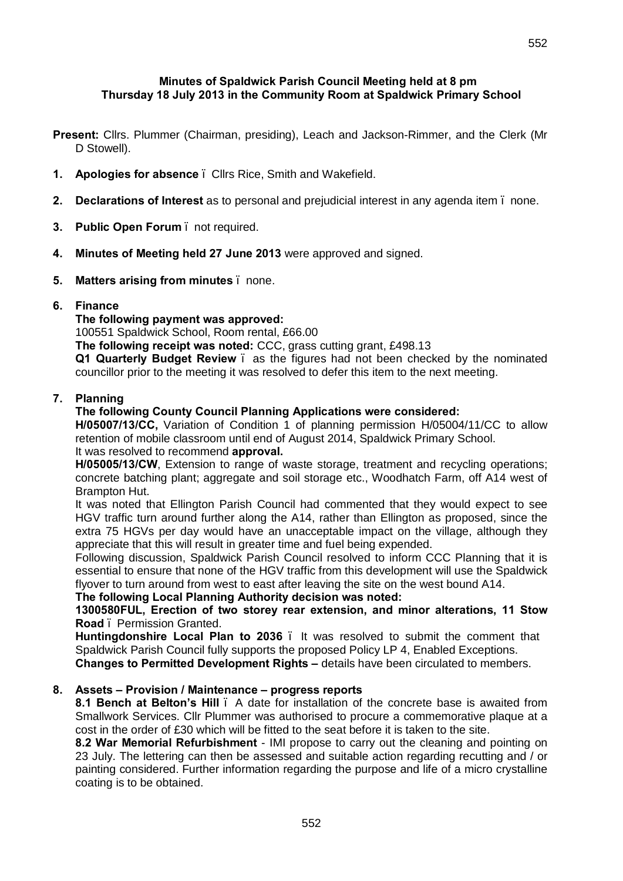**Minutes of Spaldwick Parish Council Meeting held at 8 pm Thursday 18 July 2013 in the Community Room at Spaldwick Primary School**

**Present:** Cllrs. Plummer (Chairman, presiding), Leach and Jackson-Rimmer, and the Clerk (Mr D Stowell).

1. **Apologies for absence** – Cllrs Rice, Smith and Wakefield.

2. **Declarations of Interest** as to personal and prejudicial interest in any agenda item – none.

3. **Public Open Forum** – not required.

4. **Minutes of Meeting held 27 June 2013** were approved and signed.

5. **Matters arising from minutes** – none.

6. **Finance**

   **The following payment was approved:**
   100551 Spaldwick School, Room rental, £66.00
   **The following receipt was noted:** CCC, grass cutting grant, £498.13
   **Q1 Quarterly Budget Review** – as the figures had not been checked by the nominated councillor prior to the meeting it was resolved to defer this item to the next meeting.

7. **Planning**

   **The following County Council Planning Applications were considered:**
   **H/05007/13/CC,** Variation of Condition 1 of planning permission H/05004/11/CC to allow retention of mobile classroom until end of August 2014, Spaldwick Primary School.
   It was resolved to recommend **approval.**
   **H/05005/13/CW**, Extension to range of waste storage, treatment and recycling operations; concrete batching plant; aggregate and soil storage etc., Woodhatch Farm, off A14 west of Brampton Hut.
   It was noted that Ellington Parish Council had commented that they would expect to see HGV traffic turn around further along the A14, rather than Ellington as proposed, since the extra 75 HGVs per day would have an unacceptable impact on the village, although they appreciate that this will result in greater time and fuel being expended.
   Following discussion, Spaldwick Parish Council resolved to inform CCC Planning that it is essential to ensure that none of the HGV traffic from this development will use the Spaldwick flyover to turn around from west to east after leaving the site on the west bound A14.
   **The following Local Planning Authority decision was noted:**
   **1300580FUL, Erection of two storey rear extension, and minor alterations, 11 Stow Road** – Permission Granted.
   **Huntingdonshire Local Plan to 2036** – It was resolved to submit the comment that Spaldwick Parish Council fully supports the proposed Policy LP 4, Enabled Exceptions.
   **Changes to Permitted Development Rights –** details have been circulated to members.

8. **Assets – Provision / Maintenance – progress reports**

   **8.1 Bench at Belton's Hill** – A date for installation of the concrete base is awaited from Smallwork Services. Cllr Plummer was authorised to procure a commemorative plaque at a cost in the order of £30 which will be fitted to the seat before it is taken to the site.
   **8.2 War Memorial Refurbishment** - IMI propose to carry out the cleaning and pointing on 23 July. The lettering can then be assessed and suitable action regarding recutting and / or painting considered. Further information regarding the purpose and life of a micro crystalline coating is to be obtained.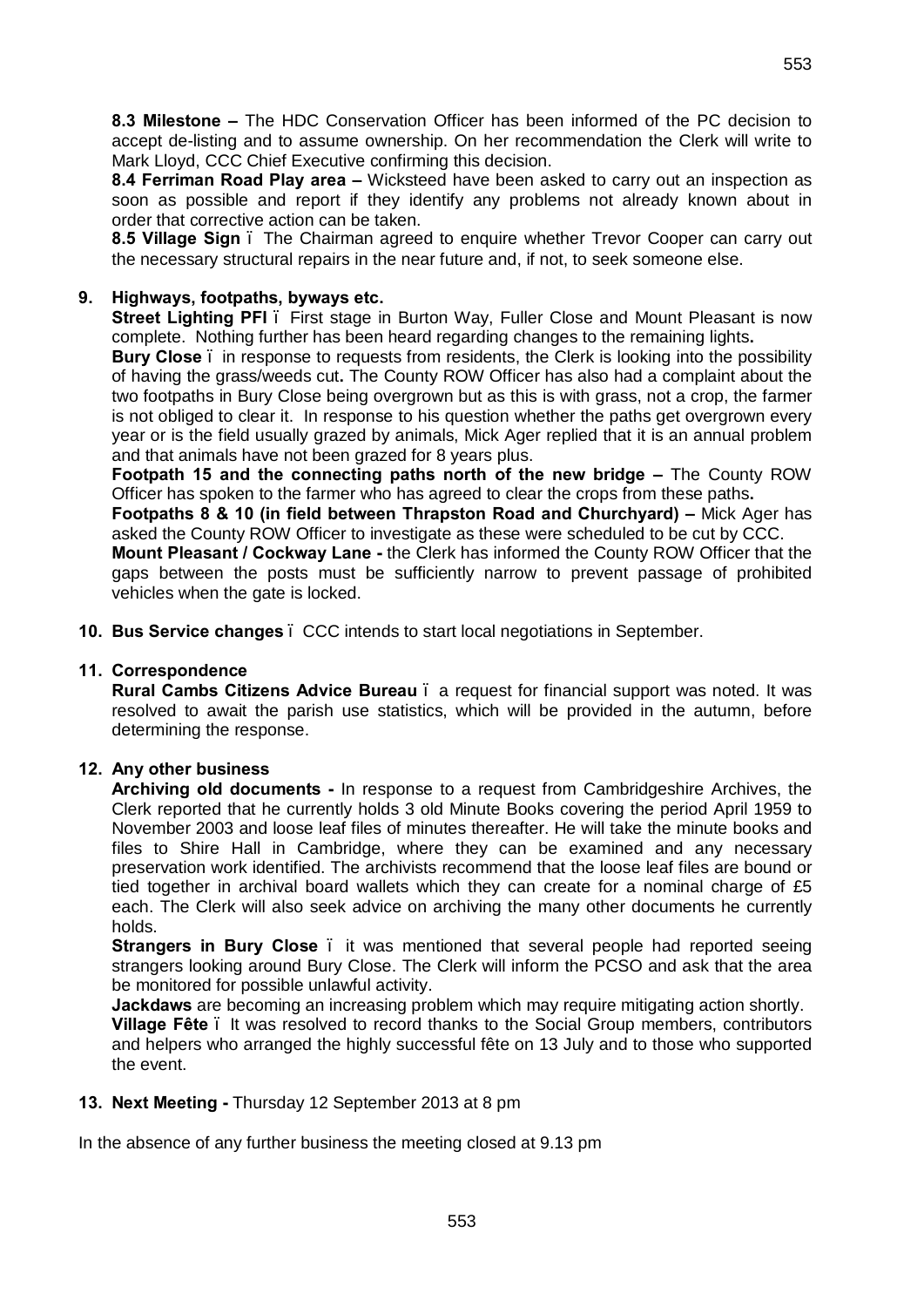**8.3 Milestone –** The HDC Conservation Officer has been informed of the PC decision to accept de-listing and to assume ownership. On her recommendation the Clerk will write to Mark Lloyd, CCC Chief Executive confirming this decision.

**8.4 Ferriman Road Play area –** Wicksteed have been asked to carry out an inspection as soon as possible and report if they identify any problems not already known about in order that corrective action can be taken.

**8.5 Village Sign** – The Chairman agreed to enquire whether Trevor Cooper can carry out the necessary structural repairs in the near future and, if not, to seek someone else.

**9. Highways, footpaths, byways etc.**

**Street Lighting PFI** – First stage in Burton Way, Fuller Close and Mount Pleasant is now complete. Nothing further has been heard regarding changes to the remaining lights**.**

**Bury Close** – in response to requests from residents, the Clerk is looking into the possibility of having the grass/weeds cut**.** The County ROW Officer has also had a complaint about the two footpaths in Bury Close being overgrown but as this is with grass, not a crop, the farmer is not obliged to clear it. In response to his question whether the paths get overgrown every year or is the field usually grazed by animals, Mick Ager replied that it is an annual problem and that animals have not been grazed for 8 years plus.

**Footpath 15 and the connecting paths north of the new bridge –** The County ROW Officer has spoken to the farmer who has agreed to clear the crops from these paths**.**

**Footpaths 8 & 10 (in field between Thrapston Road and Churchyard) –** Mick Ager has asked the County ROW Officer to investigate as these were scheduled to be cut by CCC.

**Mount Pleasant / Cockway Lane -** the Clerk has informed the County ROW Officer that the gaps between the posts must be sufficiently narrow to prevent passage of prohibited vehicles when the gate is locked.

**10. Bus Service changes** – CCC intends to start local negotiations in September.

**11. Correspondence**

**Rural Cambs Citizens Advice Bureau** – a request for financial support was noted. It was resolved to await the parish use statistics, which will be provided in the autumn, before determining the response.

**12. Any other business**

**Archiving old documents -** In response to a request from Cambridgeshire Archives, the Clerk reported that he currently holds 3 old Minute Books covering the period April 1959 to November 2003 and loose leaf files of minutes thereafter. He will take the minute books and files to Shire Hall in Cambridge, where they can be examined and any necessary preservation work identified. The archivists recommend that the loose leaf files are bound or tied together in archival board wallets which they can create for a nominal charge of £5 each. The Clerk will also seek advice on archiving the many other documents he currently holds.

**Strangers in Bury Close** – it was mentioned that several people had reported seeing strangers looking around Bury Close. The Clerk will inform the PCSO and ask that the area be monitored for possible unlawful activity.

**Jackdaws** are becoming an increasing problem which may require mitigating action shortly.

**Village Fête** – It was resolved to record thanks to the Social Group members, contributors and helpers who arranged the highly successful fête on 13 July and to those who supported the event.

**13. Next Meeting -** Thursday 12 September 2013 at 8 pm

In the absence of any further business the meeting closed at 9.13 pm